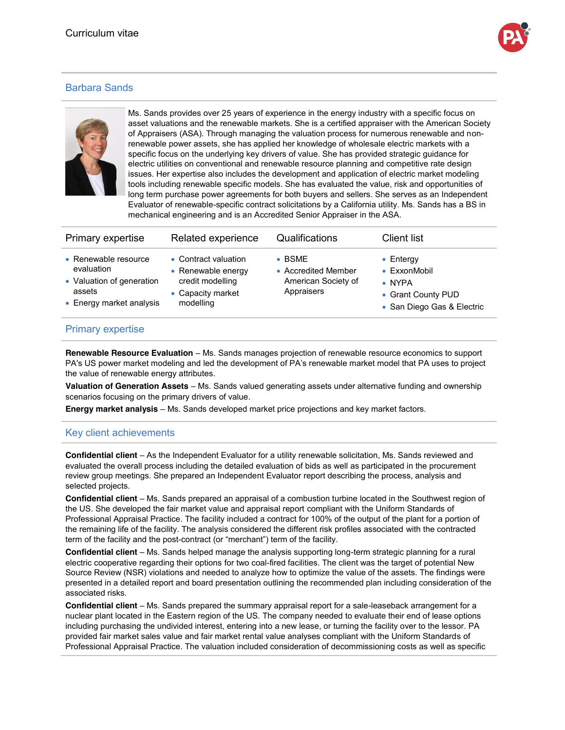Curriculum vitae

## Barbara Sands

Ms. Sands provides over 25 years of experience in the energy industry with a specific focus on asset valuations and the renewable markets. She is a certified appraiser with the American Society of Appraisers (ASA). Through managing the valuation process for numerous renewable and non-renewable power assets, she has applied her knowledge of wholesale electric markets with a specific focus on the underlying key drivers of value. She has provided strategic guidance for electric utilities on conventional and renewable resource planning and competitive rate design issues. Her expertise also includes the development and application of electric market modeling tools including renewable specific models. She has evaluated the value, risk and opportunities of long term purchase power agreements for both buyers and sellers. She serves as an Independent Evaluator of renewable-specific contract solicitations by a California utility. Ms. Sands has a BS in mechanical engineering and is an Accredited Senior Appraiser in the ASA.

| Primary expertise | Related experience | Qualifications | Client list |
|---|---|---|---|
| • Renewable resource evaluation<br>• Valuation of generation assets<br>• Energy market analysis | • Contract valuation<br>• Renewable energy credit modelling<br>• Capacity market modelling | • BSME<br>• Accredited Member American Society of Appraisers | • Entergy<br>• ExxonMobil<br>• NYPA<br>• Grant County PUD<br>• San Diego Gas & Electric |

## Primary expertise

**Renewable Resource Evaluation** – Ms. Sands manages projection of renewable resource economics to support PA's US power market modeling and led the development of PA's renewable market model that PA uses to project the value of renewable energy attributes.

**Valuation of Generation Assets** – Ms. Sands valued generating assets under alternative funding and ownership scenarios focusing on the primary drivers of value.

**Energy market analysis** – Ms. Sands developed market price projections and key market factors.

## Key client achievements

**Confidential client** – As the Independent Evaluator for a utility renewable solicitation, Ms. Sands reviewed and evaluated the overall process including the detailed evaluation of bids as well as participated in the procurement review group meetings. She prepared an Independent Evaluator report describing the process, analysis and selected projects.

**Confidential client** – Ms. Sands prepared an appraisal of a combustion turbine located in the Southwest region of the US. She developed the fair market value and appraisal report compliant with the Uniform Standards of Professional Appraisal Practice. The facility included a contract for 100% of the output of the plant for a portion of the remaining life of the facility. The analysis considered the different risk profiles associated with the contracted term of the facility and the post-contract (or "merchant") term of the facility.

**Confidential client** – Ms. Sands helped manage the analysis supporting long-term strategic planning for a rural electric cooperative regarding their options for two coal-fired facilities. The client was the target of potential New Source Review (NSR) violations and needed to analyze how to optimize the value of the assets. The findings were presented in a detailed report and board presentation outlining the recommended plan including consideration of the associated risks.

**Confidential client** – Ms. Sands prepared the summary appraisal report for a sale-leaseback arrangement for a nuclear plant located in the Eastern region of the US. The company needed to evaluate their end of lease options including purchasing the undivided interest, entering into a new lease, or turning the facility over to the lessor. PA provided fair market sales value and fair market rental value analyses compliant with the Uniform Standards of Professional Appraisal Practice. The valuation included consideration of decommissioning costs as well as specific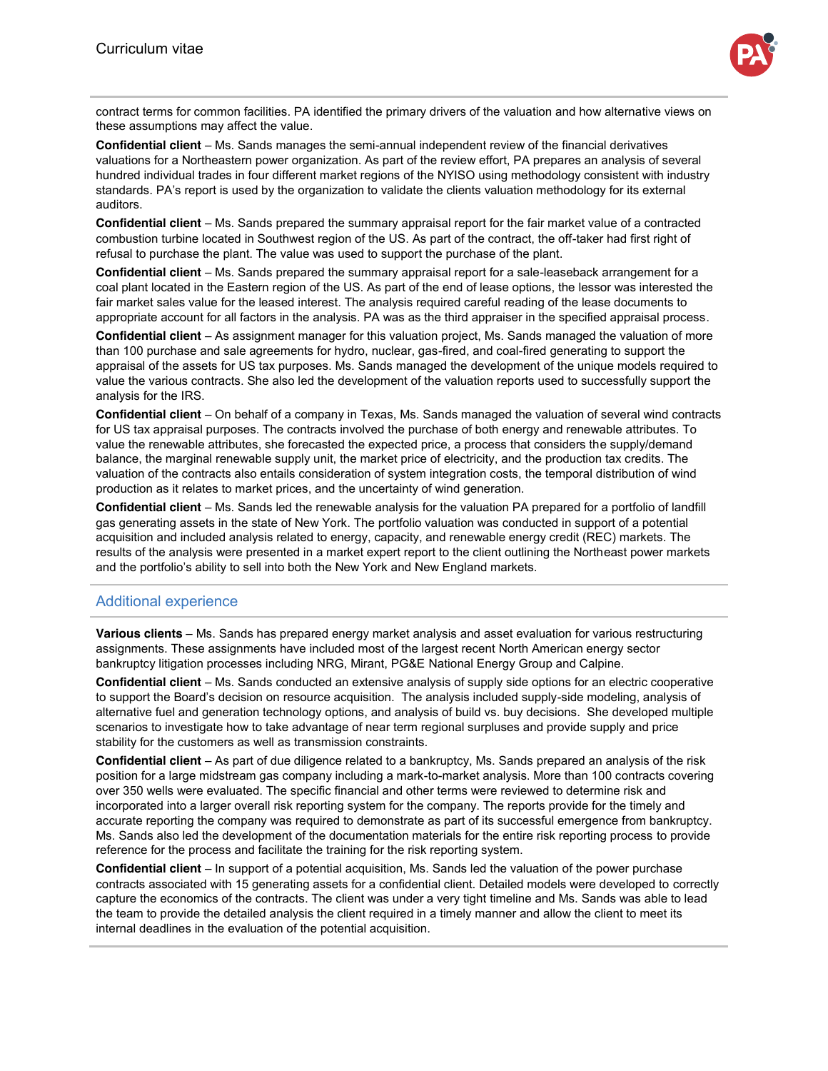contract terms for common facilities. PA identified the primary drivers of the valuation and how alternative views on these assumptions may affect the value.

**Confidential client** – Ms. Sands manages the semi-annual independent review of the financial derivatives valuations for a Northeastern power organization. As part of the review effort, PA prepares an analysis of several hundred individual trades in four different market regions of the NYISO using methodology consistent with industry standards. PA's report is used by the organization to validate the clients valuation methodology for its external auditors.

**Confidential client** – Ms. Sands prepared the summary appraisal report for the fair market value of a contracted combustion turbine located in Southwest region of the US. As part of the contract, the off-taker had first right of refusal to purchase the plant. The value was used to support the purchase of the plant.

**Confidential client** – Ms. Sands prepared the summary appraisal report for a sale-leaseback arrangement for a coal plant located in the Eastern region of the US. As part of the end of lease options, the lessor was interested the fair market sales value for the leased interest. The analysis required careful reading of the lease documents to appropriate account for all factors in the analysis. PA was as the third appraiser in the specified appraisal process.

**Confidential client** – As assignment manager for this valuation project, Ms. Sands managed the valuation of more than 100 purchase and sale agreements for hydro, nuclear, gas-fired, and coal-fired generating to support the appraisal of the assets for US tax purposes. Ms. Sands managed the development of the unique models required to value the various contracts. She also led the development of the valuation reports used to successfully support the analysis for the IRS.

**Confidential client** – On behalf of a company in Texas, Ms. Sands managed the valuation of several wind contracts for US tax appraisal purposes. The contracts involved the purchase of both energy and renewable attributes. To value the renewable attributes, she forecasted the expected price, a process that considers the supply/demand balance, the marginal renewable supply unit, the market price of electricity, and the production tax credits. The valuation of the contracts also entails consideration of system integration costs, the temporal distribution of wind production as it relates to market prices, and the uncertainty of wind generation.

**Confidential client** – Ms. Sands led the renewable analysis for the valuation PA prepared for a portfolio of landfill gas generating assets in the state of New York. The portfolio valuation was conducted in support of a potential acquisition and included analysis related to energy, capacity, and renewable energy credit (REC) markets. The results of the analysis were presented in a market expert report to the client outlining the Northeast power markets and the portfolio's ability to sell into both the New York and New England markets.

## Additional experience

**Various clients** – Ms. Sands has prepared energy market analysis and asset evaluation for various restructuring assignments. These assignments have included most of the largest recent North American energy sector bankruptcy litigation processes including NRG, Mirant, PG&E National Energy Group and Calpine.

**Confidential client** – Ms. Sands conducted an extensive analysis of supply side options for an electric cooperative to support the Board's decision on resource acquisition. The analysis included supply-side modeling, analysis of alternative fuel and generation technology options, and analysis of build vs. buy decisions. She developed multiple scenarios to investigate how to take advantage of near term regional surpluses and provide supply and price stability for the customers as well as transmission constraints.

**Confidential client** – As part of due diligence related to a bankruptcy, Ms. Sands prepared an analysis of the risk position for a large midstream gas company including a mark-to-market analysis. More than 100 contracts covering over 350 wells were evaluated. The specific financial and other terms were reviewed to determine risk and incorporated into a larger overall risk reporting system for the company. The reports provide for the timely and accurate reporting the company was required to demonstrate as part of its successful emergence from bankruptcy. Ms. Sands also led the development of the documentation materials for the entire risk reporting process to provide reference for the process and facilitate the training for the risk reporting system.

**Confidential client** – In support of a potential acquisition, Ms. Sands led the valuation of the power purchase contracts associated with 15 generating assets for a confidential client. Detailed models were developed to correctly capture the economics of the contracts. The client was under a very tight timeline and Ms. Sands was able to lead the team to provide the detailed analysis the client required in a timely manner and allow the client to meet its internal deadlines in the evaluation of the potential acquisition.